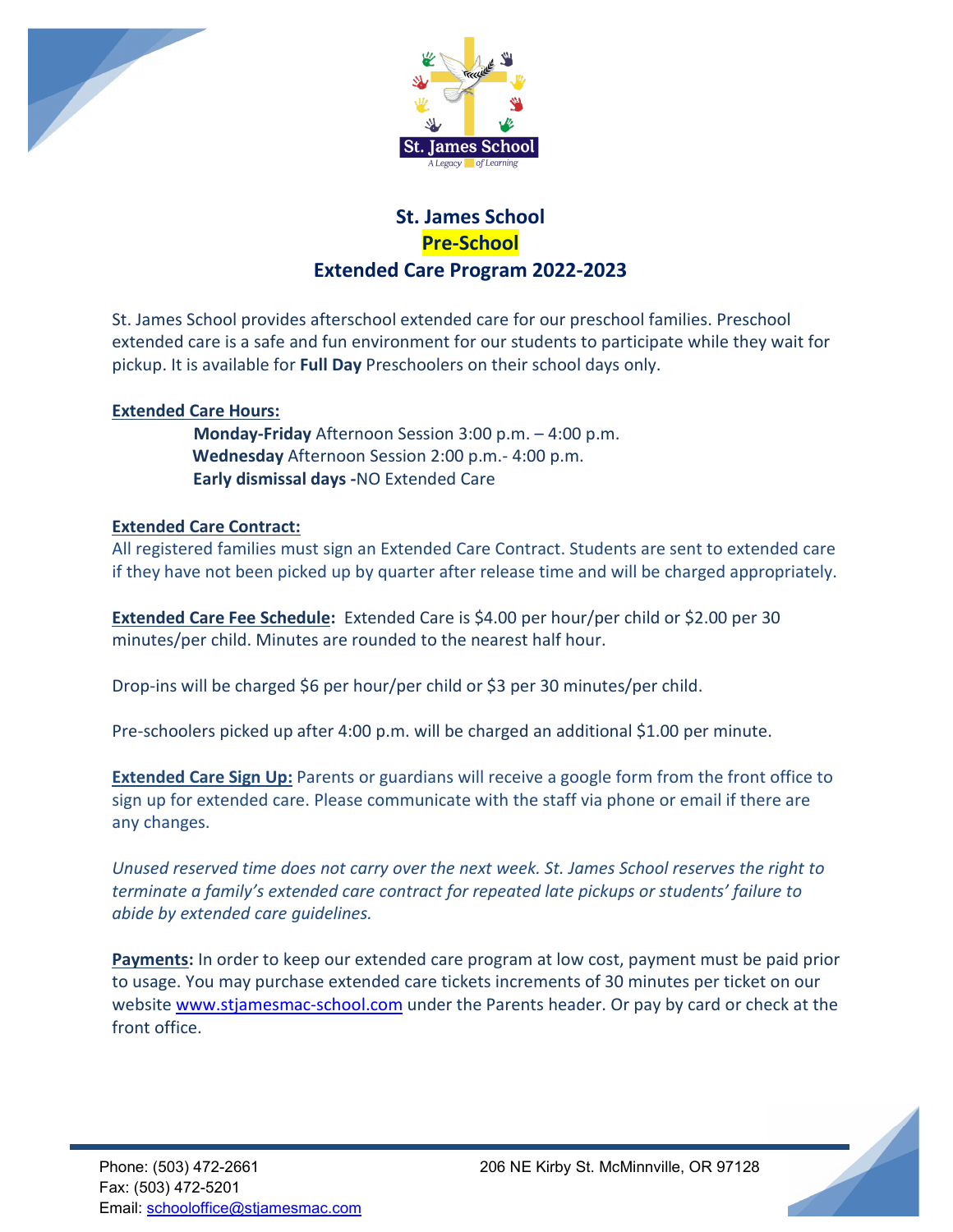St. James School
*A Legacy of Learning*

# St. James School
# Pre-School
# Extended Care Program 2022-2023

St. James School provides afterschool extended care for our preschool families. Preschool extended care is a safe and fun environment for our students to participate while they wait for pickup. It is available for **Full Day** Preschoolers on their school days only.

**Extended Care Hours:**

**Monday-Friday** Afternoon Session 3:00 p.m. – 4:00 p.m.
**Wednesday** Afternoon Session 2:00 p.m.- 4:00 p.m.
**Early dismissal days -**NO Extended Care

**Extended Care Contract:**
All registered families must sign an Extended Care Contract. Students are sent to extended care if they have not been picked up by quarter after release time and will be charged appropriately.

**Extended Care Fee Schedule:** Extended Care is $4.00 per hour/per child or $2.00 per 30 minutes/per child. Minutes are rounded to the nearest half hour.

Drop-ins will be charged $6 per hour/per child or $3 per 30 minutes/per child.

Pre-schoolers picked up after 4:00 p.m. will be charged an additional $1.00 per minute.

**Extended Care Sign Up:** Parents or guardians will receive a google form from the front office to sign up for extended care. Please communicate with the staff via phone or email if there are any changes.

*Unused reserved time does not carry over the next week. St. James School reserves the right to terminate a family's extended care contract for repeated late pickups or students' failure to abide by extended care guidelines.*

**Payments:** In order to keep our extended care program at low cost, payment must be paid prior to usage. You may purchase extended care tickets increments of 30 minutes per ticket on our website www.stjamesmac-school.com under the Parents header. Or pay by card or check at the front office.

Phone: (503) 472-2661
Fax: (503) 472-5201
Email: schooloffice@stjamesmac.com

206 NE Kirby St. McMinnville, OR 97128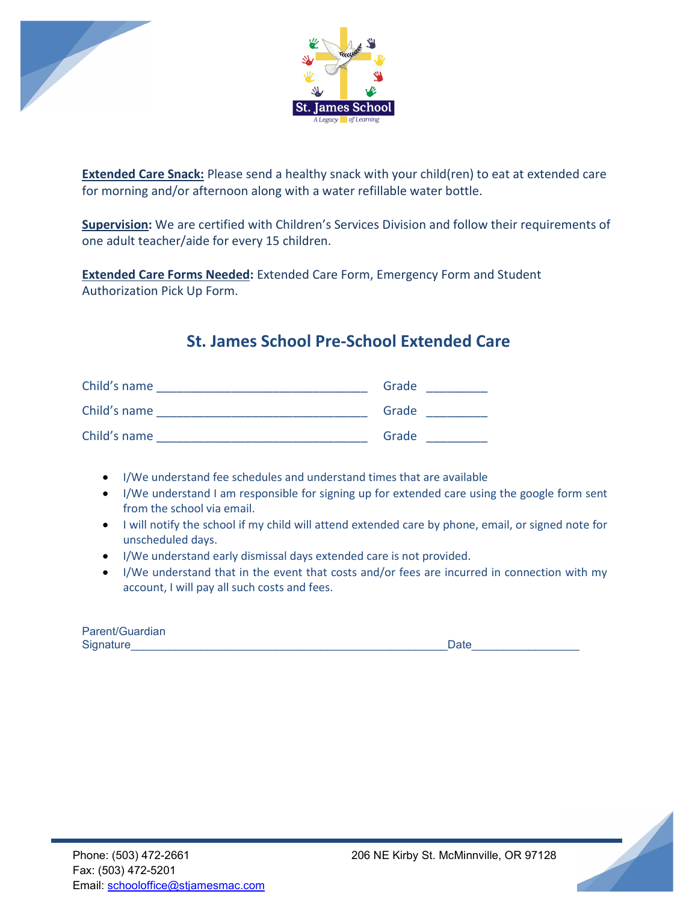**Extended Care Snack:** Please send a healthy snack with your child(ren) to eat at extended care for morning and/or afternoon along with a water refillable water bottle.

**Supervision:** We are certified with Children's Services Division and follow their requirements of one adult teacher/aide for every 15 children.

**Extended Care Forms Needed:** Extended Care Form, Emergency Form and Student Authorization Pick Up Form.

## St. James School Pre-School Extended Care

Child's name _______________________________ Grade _________

Child's name _______________________________ Grade _________

Child's name _______________________________ Grade _________

- I/We understand fee schedules and understand times that are available
- I/We understand I am responsible for signing up for extended care using the google form sent from the school via email.
- I will notify the school if my child will attend extended care by phone, email, or signed note for unscheduled days.
- I/We understand early dismissal days extended care is not provided.
- I/We understand that in the event that costs and/or fees are incurred in connection with my account, I will pay all such costs and fees.

Parent/Guardian
Signature_______________________________________________Date________________

Phone: (503) 472-2661
Fax: (503) 472-5201
Email: schooloffice@stjamesmac.com

206 NE Kirby St. McMinnville, OR 97128